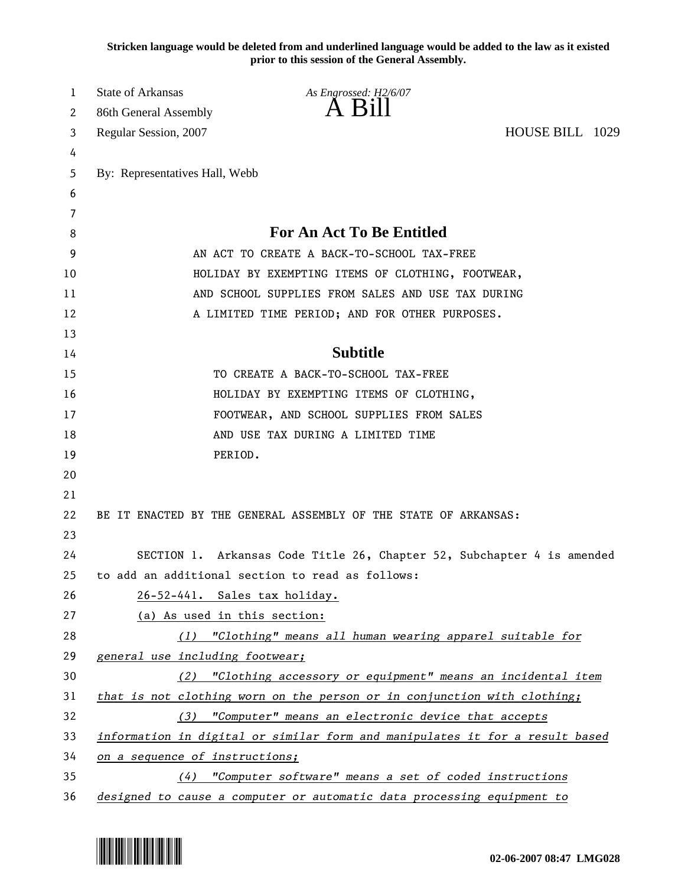**Stricken language would be deleted from and underlined language would be added to the law as it existed prior to this session of the General Assembly.**

State of Arkansas  
86th General Assembly  
Regular Session, 2007

*As Engrossed: H2/6/07*

# A Bill

HOUSE BILL 1029

By: Representatives Hall, Webb

## For An Act To Be Entitled

AN ACT TO CREATE A BACK-TO-SCHOOL TAX-FREE HOLIDAY BY EXEMPTING ITEMS OF CLOTHING, FOOTWEAR, AND SCHOOL SUPPLIES FROM SALES AND USE TAX DURING A LIMITED TIME PERIOD; AND FOR OTHER PURPOSES.

## Subtitle

TO CREATE A BACK-TO-SCHOOL TAX-FREE HOLIDAY BY EXEMPTING ITEMS OF CLOTHING, FOOTWEAR, AND SCHOOL SUPPLIES FROM SALES AND USE TAX DURING A LIMITED TIME PERIOD.

BE IT ENACTED BY THE GENERAL ASSEMBLY OF THE STATE OF ARKANSAS:

SECTION 1. Arkansas Code Title 26, Chapter 52, Subchapter 4 is amended to add an additional section to read as follows:

26-52-441. Sales tax holiday.

(a) As used in this section:

*(1) "Clothing" means all human wearing apparel suitable for general use including footwear;*

*(2) "Clothing accessory or equipment" means an incidental item that is not clothing worn on the person or in conjunction with clothing;*

*(3) "Computer" means an electronic device that accepts information in digital or similar form and manipulates it for a result based on a sequence of instructions;*

*(4) "Computer software" means a set of coded instructions designed to cause a computer or automatic data processing equipment to*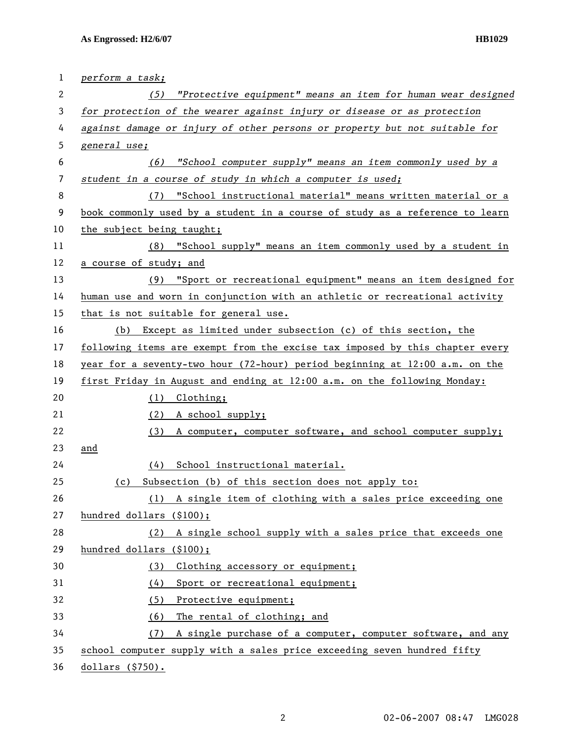*perform a task;*

*(5) "Protective equipment" means an item for human wear designed for protection of the wearer against injury or disease or as protection against damage or injury of other persons or property but not suitable for general use;*

*(6) "School computer supply" means an item commonly used by a student in a course of study in which a computer is used;*

(7) "School instructional material" means written material or a book commonly used by a student in a course of study as a reference to learn the subject being taught;

(8) "School supply" means an item commonly used by a student in a course of study; and

(9) "Sport or recreational equipment" means an item designed for human use and worn in conjunction with an athletic or recreational activity that is not suitable for general use.

(b) Except as limited under subsection (c) of this section, the following items are exempt from the excise tax imposed by this chapter every year for a seventy-two hour (72-hour) period beginning at 12:00 a.m. on the first Friday in August and ending at 12:00 a.m. on the following Monday:

(1) Clothing;

(2) A school supply;

(3) A computer, computer software, and school computer supply; and

(4) School instructional material.

(c) Subsection (b) of this section does not apply to:

(1) A single item of clothing with a sales price exceeding one hundred dollars ($100);

(2) A single school supply with a sales price that exceeds one hundred dollars ($100);

(3) Clothing accessory or equipment;

(4) Sport or recreational equipment;

(5) Protective equipment;

(6) The rental of clothing; and

(7) A single purchase of a computer, computer software, and any school computer supply with a sales price exceeding seven hundred fifty dollars ($750).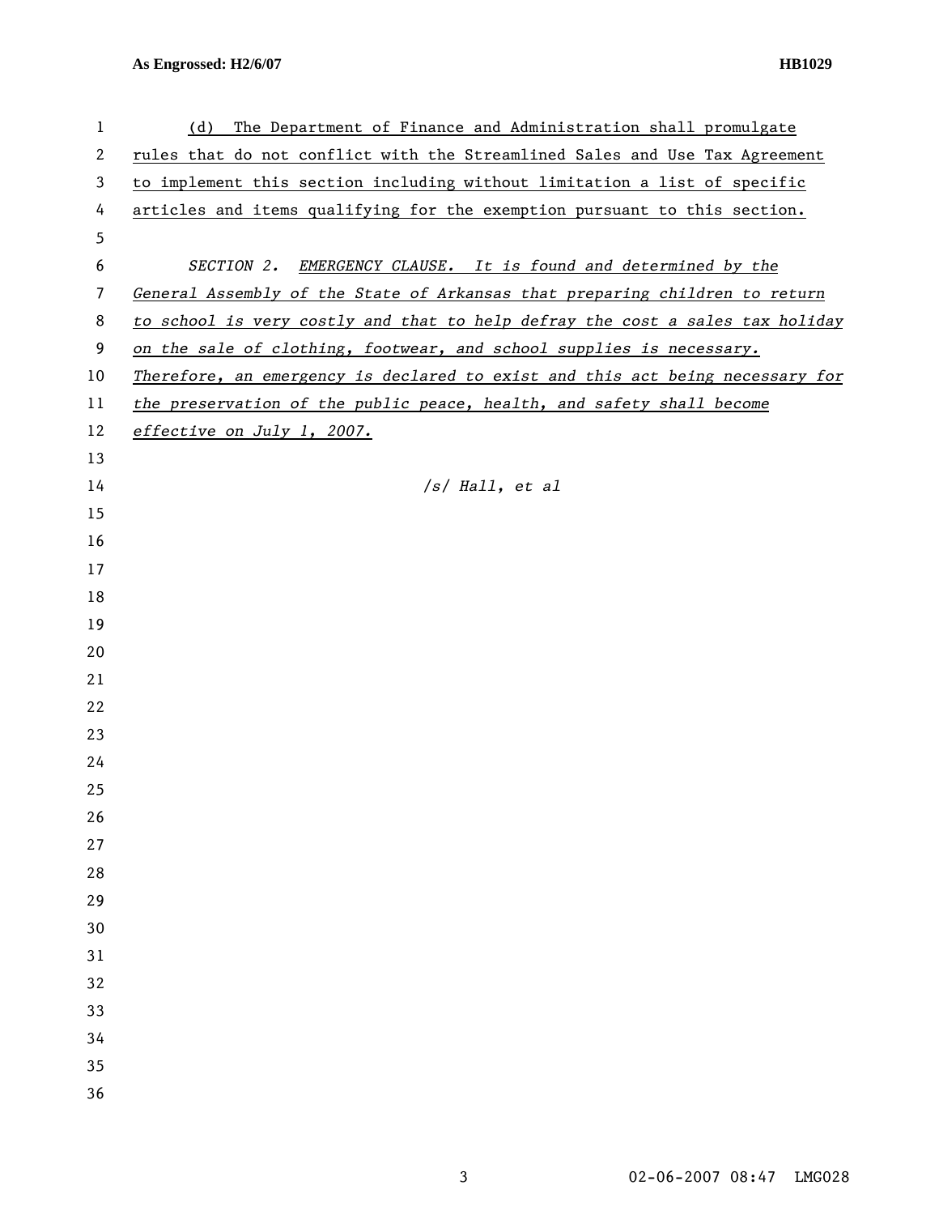(d) The Department of Finance and Administration shall promulgate rules that do not conflict with the Streamlined Sales and Use Tax Agreement to implement this section including without limitation a list of specific articles and items qualifying for the exemption pursuant to this section.

*SECTION 2. EMERGENCY CLAUSE. It is found and determined by the General Assembly of the State of Arkansas that preparing children to return to school is very costly and that to help defray the cost a sales tax holiday on the sale of clothing, footwear, and school supplies is necessary. Therefore, an emergency is declared to exist and this act being necessary for the preservation of the public peace, health, and safety shall become effective on July 1, 2007.*

*/s/ Hall, et al*